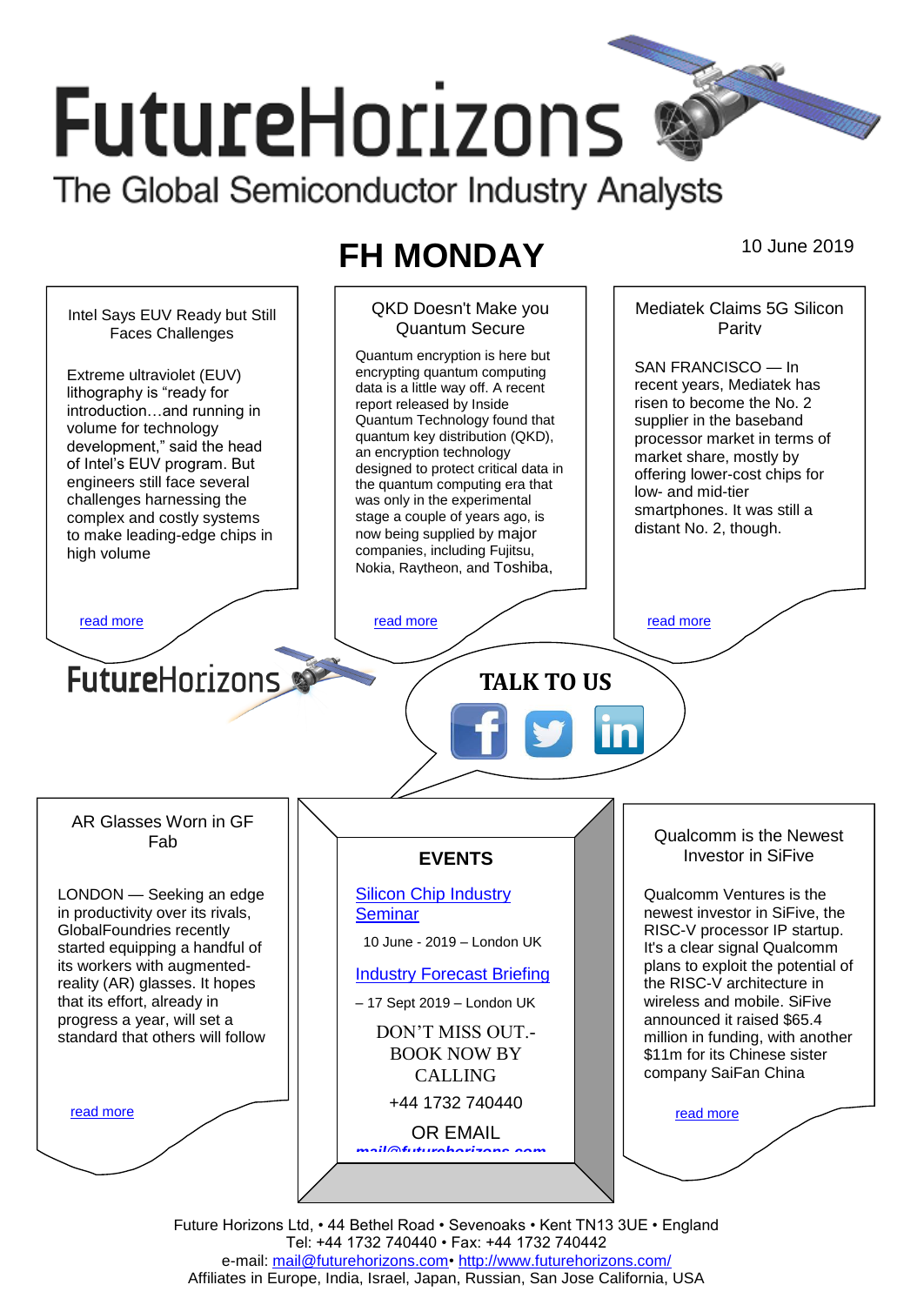# FutureHorizons

The Global Semiconductor Industry Analysts

## FH MONDAY

10 June 2019

### Intel Says EUV Ready but Still Faces Challenges

Extreme ultraviolet (EUV) lithography is “ready for introduction…and running in volume for technology development,” said the head of Intel’s EUV program. But engineers still face several challenges harnessing the complex and costly systems to make leading-edge chips in high volume

read more

### QKD Doesn't Make you Quantum Secure

Quantum encryption is here but encrypting quantum computing data is a little way off. A recent report released by Inside Quantum Technology found that quantum key distribution (QKD), an encryption technology designed to protect critical data in the quantum computing era that was only in the experimental stage a couple of years ago, is now being supplied by major companies, including Fujitsu, Nokia, Raytheon, and Toshiba,

read more

### Mediatek Claims 5G Silicon Parity

SAN FRANCISCO — In recent years, Mediatek has risen to become the No. 2 supplier in the baseband processor market in terms of market share, mostly by offering lower-cost chips for low- and mid-tier smartphones. It was still a distant No. 2, though.

read more

FutureHorizons

**TALK TO US**

### AR Glasses Worn in GF Fab

LONDON — Seeking an edge in productivity over its rivals, GlobalFoundries recently started equipping a handful of its workers with augmented-reality (AR) glasses. It hopes that its effort, already in progress a year, will set a standard that others will follow

read more

### EVENTS

Silicon Chip Industry Seminar

10 June - 2019 – London UK

Industry Forecast Briefing

– 17 Sept 2019 – London UK

DON’T MISS OUT.- BOOK NOW BY CALLING

+44 1732 740440

OR EMAIL

mail@futurehorizons.com

### Qualcomm is the Newest Investor in SiFive

Qualcomm Ventures is the newest investor in SiFive, the RISC-V processor IP startup. It's a clear signal Qualcomm plans to exploit the potential of the RISC-V architecture in wireless and mobile. SiFive announced it raised $65.4 million in funding, with another $11m for its Chinese sister company SaiFan China

read more

Future Horizons Ltd, • 44 Bethel Road • Sevenoaks • Kent TN13 3UE • England
Tel: +44 1732 740440 • Fax: +44 1732 740442
e-mail: mail@futurehorizons.com• http://www.futurehorizons.com/
Affiliates in Europe, India, Israel, Japan, Russian, San Jose California, USA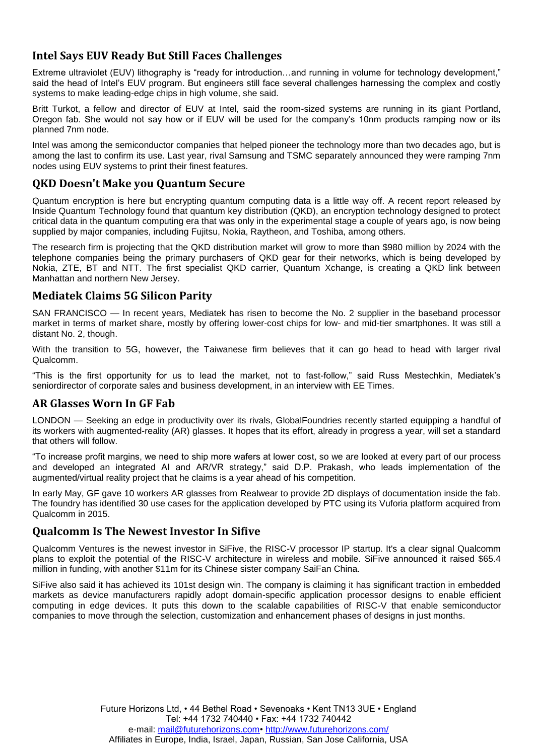## Intel Says EUV Ready But Still Faces Challenges

Extreme ultraviolet (EUV) lithography is "ready for introduction…and running in volume for technology development," said the head of Intel's EUV program. But engineers still face several challenges harnessing the complex and costly systems to make leading-edge chips in high volume, she said.

Britt Turkot, a fellow and director of EUV at Intel, said the room-sized systems are running in its giant Portland, Oregon fab. She would not say how or if EUV will be used for the company's 10nm products ramping now or its planned 7nm node.

Intel was among the semiconductor companies that helped pioneer the technology more than two decades ago, but is among the last to confirm its use. Last year, rival Samsung and TSMC separately announced they were ramping 7nm nodes using EUV systems to print their finest features.

## QKD Doesn't Make you Quantum Secure

Quantum encryption is here but encrypting quantum computing data is a little way off. A recent report released by Inside Quantum Technology found that quantum key distribution (QKD), an encryption technology designed to protect critical data in the quantum computing era that was only in the experimental stage a couple of years ago, is now being supplied by major companies, including Fujitsu, Nokia, Raytheon, and Toshiba, among others.

The research firm is projecting that the QKD distribution market will grow to more than $980 million by 2024 with the telephone companies being the primary purchasers of QKD gear for their networks, which is being developed by Nokia, ZTE, BT and NTT. The first specialist QKD carrier, Quantum Xchange, is creating a QKD link between Manhattan and northern New Jersey.

## Mediatek Claims 5G Silicon Parity

SAN FRANCISCO — In recent years, Mediatek has risen to become the No. 2 supplier in the baseband processor market in terms of market share, mostly by offering lower-cost chips for low- and mid-tier smartphones. It was still a distant No. 2, though.

With the transition to 5G, however, the Taiwanese firm believes that it can go head to head with larger rival Qualcomm.

"This is the first opportunity for us to lead the market, not to fast-follow," said Russ Mestechkin, Mediatek's seniordirector of corporate sales and business development, in an interview with EE Times.

## AR Glasses Worn In GF Fab

LONDON — Seeking an edge in productivity over its rivals, GlobalFoundries recently started equipping a handful of its workers with augmented-reality (AR) glasses. It hopes that its effort, already in progress a year, will set a standard that others will follow.

"To increase profit margins, we need to ship more wafers at lower cost, so we are looked at every part of our process and developed an integrated AI and AR/VR strategy," said D.P. Prakash, who leads implementation of the augmented/virtual reality project that he claims is a year ahead of his competition.

In early May, GF gave 10 workers AR glasses from Realwear to provide 2D displays of documentation inside the fab. The foundry has identified 30 use cases for the application developed by PTC using its Vuforia platform acquired from Qualcomm in 2015.

## Qualcomm Is The Newest Investor In Sifive

Qualcomm Ventures is the newest investor in SiFive, the RISC-V processor IP startup. It's a clear signal Qualcomm plans to exploit the potential of the RISC-V architecture in wireless and mobile. SiFive announced it raised $65.4 million in funding, with another $11m for its Chinese sister company SaiFan China.

SiFive also said it has achieved its 101st design win. The company is claiming it has significant traction in embedded markets as device manufacturers rapidly adopt domain-specific application processor designs to enable efficient computing in edge devices. It puts this down to the scalable capabilities of RISC-V that enable semiconductor companies to move through the selection, customization and enhancement phases of designs in just months.